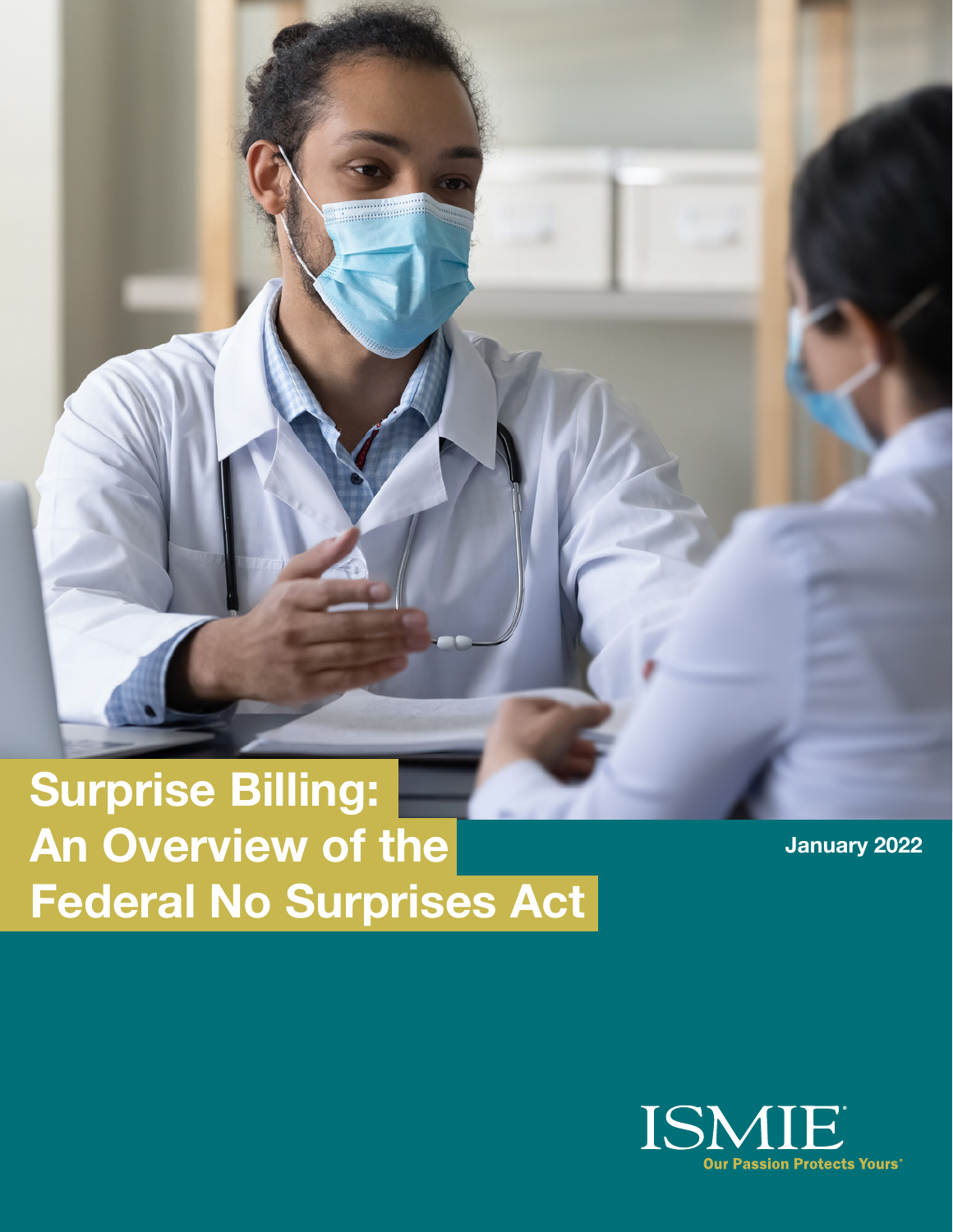# Surprise Billing: An Overview of the Federal No Surprises Act

January 2022

ISMIE

Our Passion Protects Yours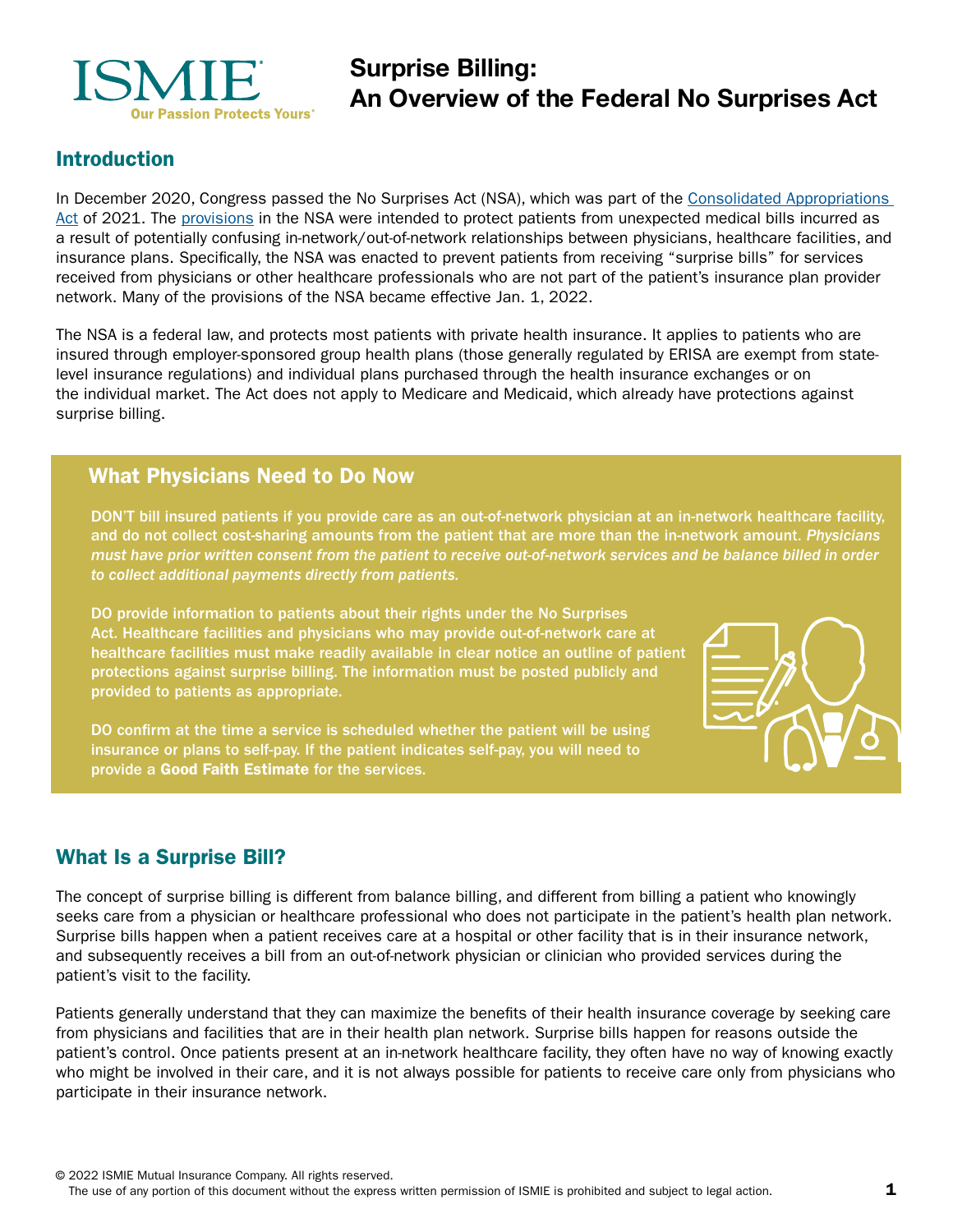# Surprise Billing: An Overview of the Federal No Surprises Act

## Introduction

In December 2020, Congress passed the No Surprises Act (NSA), which was part of the [Consolidated Appropriations Act](#) of 2021. The [provisions](#) in the NSA were intended to protect patients from unexpected medical bills incurred as a result of potentially confusing in-network/out-of-network relationships between physicians, healthcare facilities, and insurance plans. Specifically, the NSA was enacted to prevent patients from receiving "surprise bills" for services received from physicians or other healthcare professionals who are not part of the patient's insurance plan provider network. Many of the provisions of the NSA became effective Jan. 1, 2022.

The NSA is a federal law, and protects most patients with private health insurance. It applies to patients who are insured through employer-sponsored group health plans (those generally regulated by ERISA are exempt from state-level insurance regulations) and individual plans purchased through the health insurance exchanges or on the individual market. The Act does not apply to Medicare and Medicaid, which already have protections against surprise billing.

### What Physicians Need to Do Now

DON'T bill insured patients if you provide care as an out-of-network physician at an in-network healthcare facility, and do not collect cost-sharing amounts from the patient that are more than the in-network amount. *Physicians must have prior written consent from the patient to receive out-of-network services and be balance billed in order to collect additional payments directly from patients.*

DO provide information to patients about their rights under the No Surprises Act. Healthcare facilities and physicians who may provide out-of-network care at healthcare facilities must make readily available in clear notice an outline of patient protections against surprise billing. The information must be posted publicly and provided to patients as appropriate.

DO confirm at the time a service is scheduled whether the patient will be using insurance or plans to self-pay. If the patient indicates self-pay, you will need to provide a **Good Faith Estimate** for the services.

## What Is a Surprise Bill?

The concept of surprise billing is different from balance billing, and different from billing a patient who knowingly seeks care from a physician or healthcare professional who does not participate in the patient's health plan network. Surprise bills happen when a patient receives care at a hospital or other facility that is in their insurance network, and subsequently receives a bill from an out-of-network physician or clinician who provided services during the patient's visit to the facility.

Patients generally understand that they can maximize the benefits of their health insurance coverage by seeking care from physicians and facilities that are in their health plan network. Surprise bills happen for reasons outside the patient's control. Once patients present at an in-network healthcare facility, they often have no way of knowing exactly who might be involved in their care, and it is not always possible for patients to receive care only from physicians who participate in their insurance network.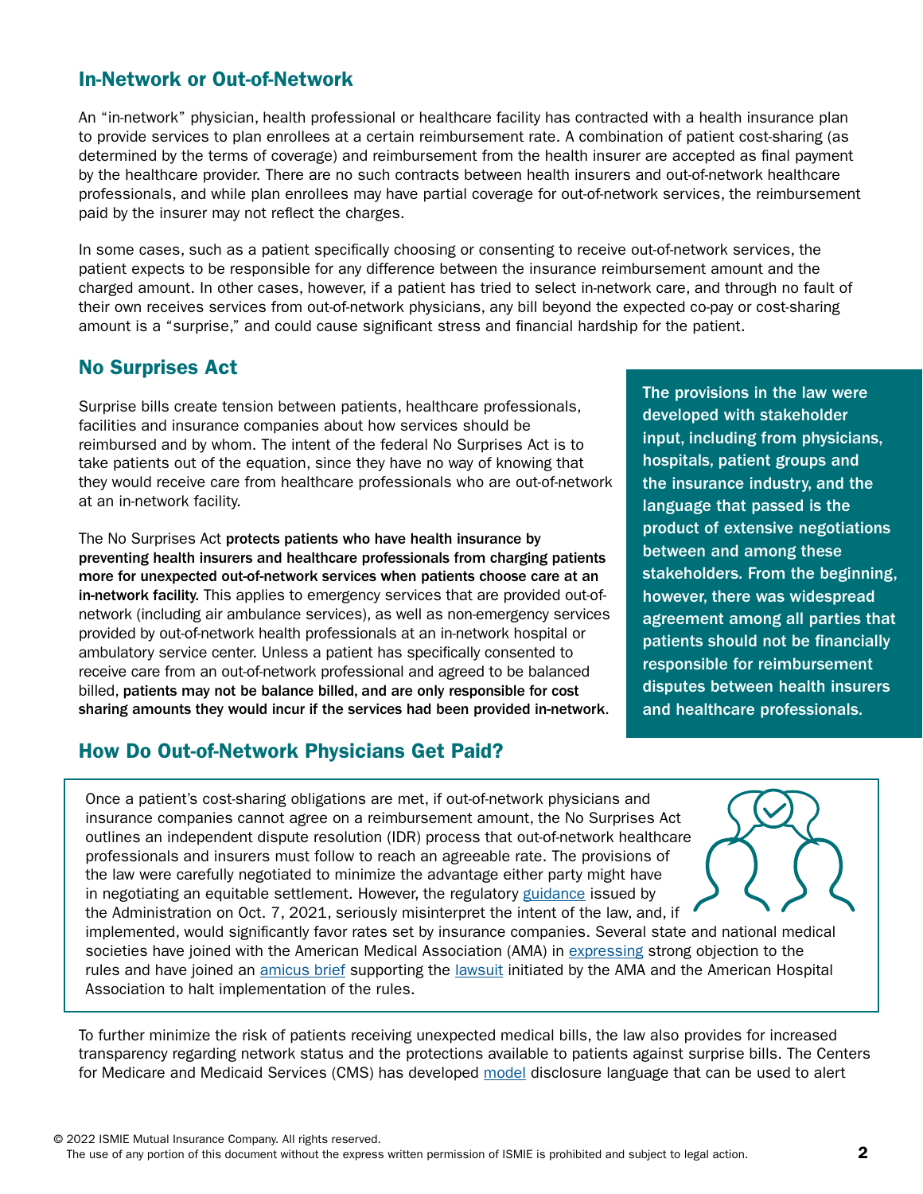## In-Network or Out-of-Network

An “in-network” physician, health professional or healthcare facility has contracted with a health insurance plan to provide services to plan enrollees at a certain reimbursement rate. A combination of patient cost-sharing (as determined by the terms of coverage) and reimbursement from the health insurer are accepted as final payment by the healthcare provider. There are no such contracts between health insurers and out-of-network healthcare professionals, and while plan enrollees may have partial coverage for out-of-network services, the reimbursement paid by the insurer may not reflect the charges.

In some cases, such as a patient specifically choosing or consenting to receive out-of-network services, the patient expects to be responsible for any difference between the insurance reimbursement amount and the charged amount. In other cases, however, if a patient has tried to select in-network care, and through no fault of their own receives services from out-of-network physicians, any bill beyond the expected co-pay or cost-sharing amount is a “surprise,” and could cause significant stress and financial hardship for the patient.

## No Surprises Act

Surprise bills create tension between patients, healthcare professionals, facilities and insurance companies about how services should be reimbursed and by whom. The intent of the federal No Surprises Act is to take patients out of the equation, since they have no way of knowing that they would receive care from healthcare professionals who are out-of-network at an in-network facility.

The No Surprises Act **protects patients who have health insurance by preventing health insurers and healthcare professionals from charging patients more for unexpected out-of-network services when patients choose care at an in-network facility.** This applies to emergency services that are provided out-of-network (including air ambulance services), as well as non-emergency services provided by out-of-network health professionals at an in-network hospital or ambulatory service center. Unless a patient has specifically consented to receive care from an out-of-network professional and agreed to be balanced billed, **patients may not be balance billed, and are only responsible for cost sharing amounts they would incur if the services had been provided in-network**.

**The provisions in the law were developed with stakeholder input, including from physicians, hospitals, patient groups and the insurance industry, and the language that passed is the product of extensive negotiations between and among these stakeholders. From the beginning, however, there was widespread agreement among all parties that patients should not be financially responsible for reimbursement disputes between health insurers and healthcare professionals.**

## How Do Out-of-Network Physicians Get Paid?

Once a patient’s cost-sharing obligations are met, if out-of-network physicians and insurance companies cannot agree on a reimbursement amount, the No Surprises Act outlines an independent dispute resolution (IDR) process that out-of-network healthcare professionals and insurers must follow to reach an agreeable rate. The provisions of the law were carefully negotiated to minimize the advantage either party might have in negotiating an equitable settlement. However, the regulatory guidance issued by the Administration on Oct. 7, 2021, seriously misinterpret the intent of the law, and, if implemented, would significantly favor rates set by insurance companies. Several state and national medical societies have joined with the American Medical Association (AMA) in expressing strong objection to the rules and have joined an amicus brief supporting the lawsuit initiated by the AMA and the American Hospital Association to halt implementation of the rules.

To further minimize the risk of patients receiving unexpected medical bills, the law also provides for increased transparency regarding network status and the protections available to patients against surprise bills. The Centers for Medicare and Medicaid Services (CMS) has developed model disclosure language that can be used to alert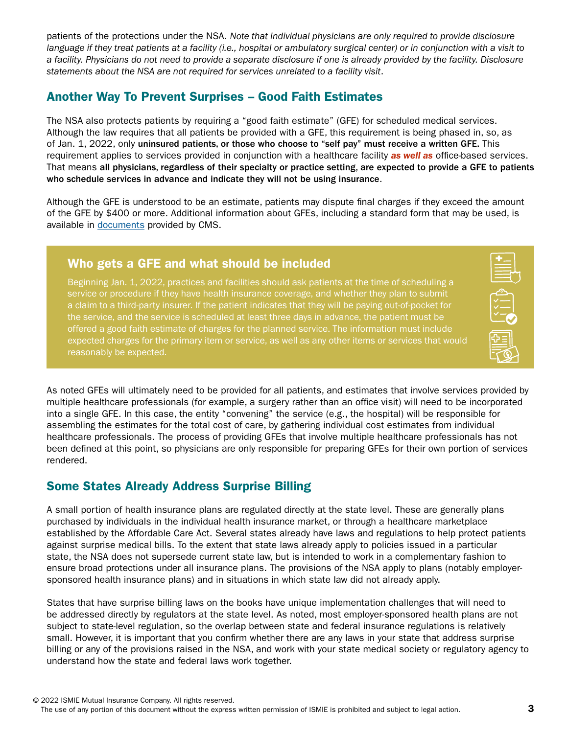patients of the protections under the NSA. *Note that individual physicians are only required to provide disclosure language if they treat patients at a facility (i.e., hospital or ambulatory surgical center) or in conjunction with a visit to a facility. Physicians do not need to provide a separate disclosure if one is already provided by the facility. Disclosure statements about the NSA are not required for services unrelated to a facility visit*.

## Another Way To Prevent Surprises – Good Faith Estimates

The NSA also protects patients by requiring a "good faith estimate" (GFE) for scheduled medical services. Although the law requires that all patients be provided with a GFE, this requirement is being phased in, so, as of Jan. 1, 2022, only **uninsured patients, or those who choose to "self pay" must receive a written GFE.** This requirement applies to services provided in conjunction with a healthcare facility ***as well as*** office-based services. That means **all physicians, regardless of their specialty or practice setting, are expected to provide a GFE to patients who schedule services in advance and indicate they will not be using insurance**.

Although the GFE is understood to be an estimate, patients may dispute final charges if they exceed the amount of the GFE by $400 or more. Additional information about GFEs, including a standard form that may be used, is available in documents provided by CMS.

### Who gets a GFE and what should be included

Beginning Jan. 1, 2022, practices and facilities should ask patients at the time of scheduling a service or procedure if they have health insurance coverage, and whether they plan to submit a claim to a third-party insurer. If the patient indicates that they will be paying out-of-pocket for the service, and the service is scheduled at least three days in advance, the patient must be offered a good faith estimate of charges for the planned service. The information must include expected charges for the primary item or service, as well as any other items or services that would reasonably be expected.

As noted GFEs will ultimately need to be provided for all patients, and estimates that involve services provided by multiple healthcare professionals (for example, a surgery rather than an office visit) will need to be incorporated into a single GFE. In this case, the entity "convening" the service (e.g., the hospital) will be responsible for assembling the estimates for the total cost of care, by gathering individual cost estimates from individual healthcare professionals. The process of providing GFEs that involve multiple healthcare professionals has not been defined at this point, so physicians are only responsible for preparing GFEs for their own portion of services rendered.

## Some States Already Address Surprise Billing

A small portion of health insurance plans are regulated directly at the state level. These are generally plans purchased by individuals in the individual health insurance market, or through a healthcare marketplace established by the Affordable Care Act. Several states already have laws and regulations to help protect patients against surprise medical bills. To the extent that state laws already apply to policies issued in a particular state, the NSA does not supersede current state law, but is intended to work in a complementary fashion to ensure broad protections under all insurance plans. The provisions of the NSA apply to plans (notably employer-sponsored health insurance plans) and in situations in which state law did not already apply.

States that have surprise billing laws on the books have unique implementation challenges that will need to be addressed directly by regulators at the state level. As noted, most employer-sponsored health plans are not subject to state-level regulation, so the overlap between state and federal insurance regulations is relatively small. However, it is important that you confirm whether there are any laws in your state that address surprise billing or any of the provisions raised in the NSA, and work with your state medical society or regulatory agency to understand how the state and federal laws work together.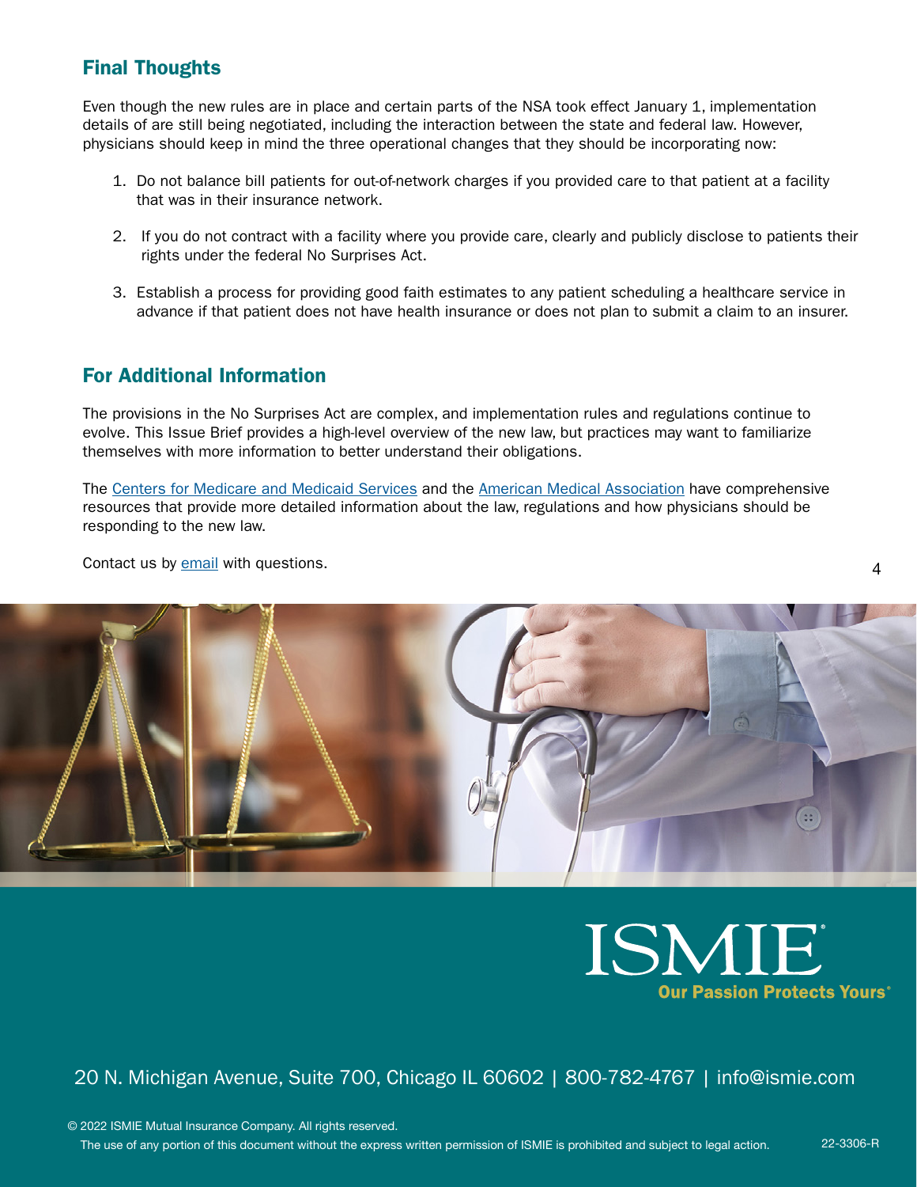## Final Thoughts

Even though the new rules are in place and certain parts of the NSA took effect January 1, implementation details of are still being negotiated, including the interaction between the state and federal law. However, physicians should keep in mind the three operational changes that they should be incorporating now:

1. Do not balance bill patients for out-of-network charges if you provided care to that patient at a facility that was in their insurance network.

2. If you do not contract with a facility where you provide care, clearly and publicly disclose to patients their rights under the federal No Surprises Act.

3. Establish a process for providing good faith estimates to any patient scheduling a healthcare service in advance if that patient does not have health insurance or does not plan to submit a claim to an insurer.

## For Additional Information

The provisions in the No Surprises Act are complex, and implementation rules and regulations continue to evolve. This Issue Brief provides a high-level overview of the new law, but practices may want to familiarize themselves with more information to better understand their obligations.

The Centers for Medicare and Medicaid Services and the American Medical Association have comprehensive resources that provide more detailed information about the law, regulations and how physicians should be responding to the new law.

Contact us by email with questions.

ISMIE®

Our Passion Protects Yours®

20 N. Michigan Avenue, Suite 700, Chicago IL 60602 | 800-782-4767 | info@ismie.com

© 2022 ISMIE Mutual Insurance Company. All rights reserved.

The use of any portion of this document without the express written permission of ISMIE is prohibited and subject to legal action.

22-3306-R